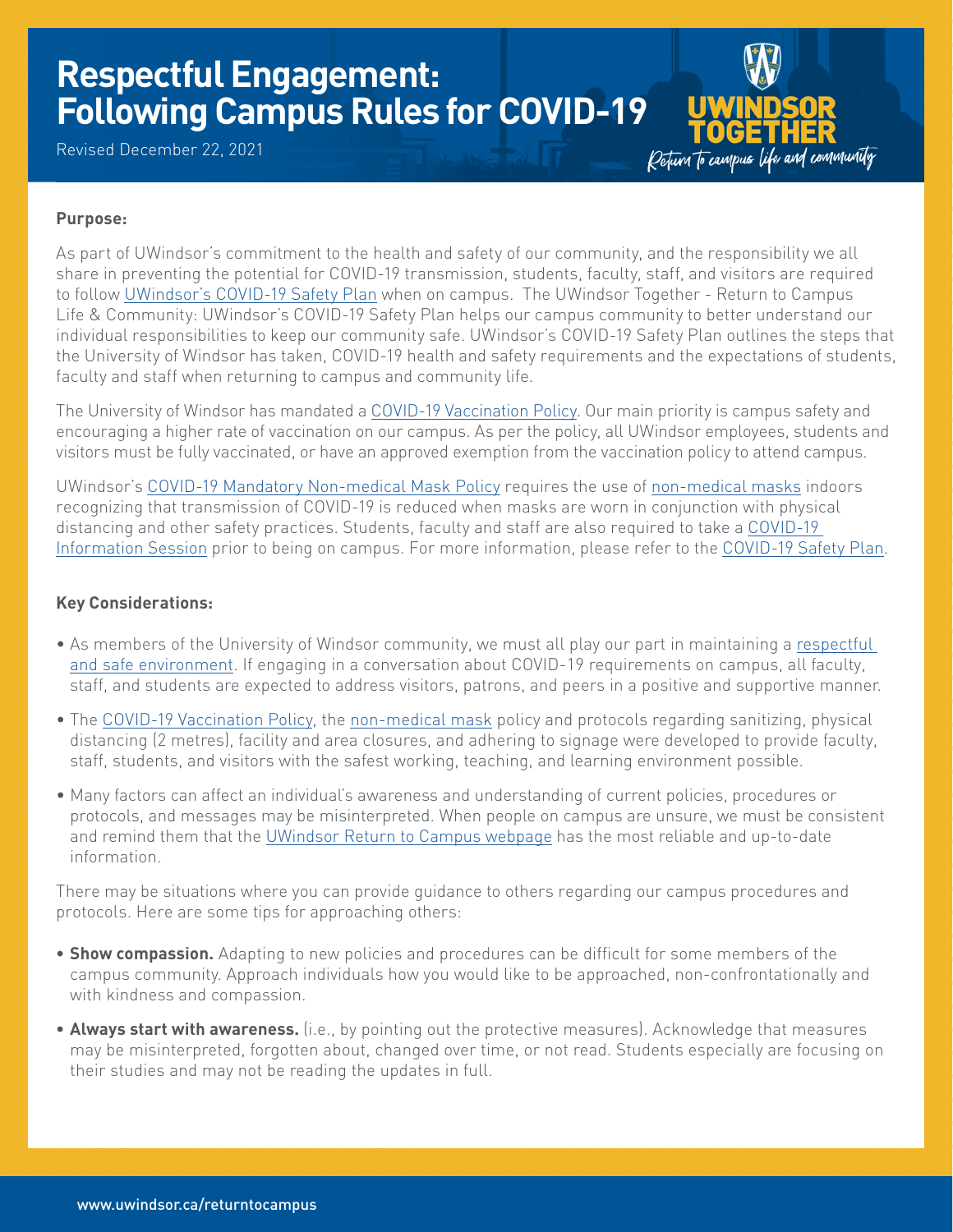# Respectful Engagement: Following Campus Rules for COVID-19

Revised December 22, 2021

UWINDSOR TOGETHER
*Return to campus life and community*

**Purpose:**

As part of UWindsor's commitment to the health and safety of our community, and the responsibility we all share in preventing the potential for COVID-19 transmission, students, faculty, staff, and visitors are required to follow UWindsor's COVID-19 Safety Plan when on campus. The UWindsor Together - Return to Campus Life & Community: UWindsor's COVID-19 Safety Plan helps our campus community to better understand our individual responsibilities to keep our community safe. UWindsor's COVID-19 Safety Plan outlines the steps that the University of Windsor has taken, COVID-19 health and safety requirements and the expectations of students, faculty and staff when returning to campus and community life.

The University of Windsor has mandated a COVID-19 Vaccination Policy. Our main priority is campus safety and encouraging a higher rate of vaccination on our campus. As per the policy, all UWindsor employees, students and visitors must be fully vaccinated, or have an approved exemption from the vaccination policy to attend campus.

UWindsor's COVID-19 Mandatory Non-medical Mask Policy requires the use of non-medical masks indoors recognizing that transmission of COVID-19 is reduced when masks are worn in conjunction with physical distancing and other safety practices. Students, faculty and staff are also required to take a COVID-19 Information Session prior to being on campus. For more information, please refer to the COVID-19 Safety Plan.

**Key Considerations:**

- As members of the University of Windsor community, we must all play our part in maintaining a respectful and safe environment. If engaging in a conversation about COVID-19 requirements on campus, all faculty, staff, and students are expected to address visitors, patrons, and peers in a positive and supportive manner.
- The COVID-19 Vaccination Policy, the non-medical mask policy and protocols regarding sanitizing, physical distancing (2 metres), facility and area closures, and adhering to signage were developed to provide faculty, staff, students, and visitors with the safest working, teaching, and learning environment possible.
- Many factors can affect an individual's awareness and understanding of current policies, procedures or protocols, and messages may be misinterpreted. When people on campus are unsure, we must be consistent and remind them that the UWindsor Return to Campus webpage has the most reliable and up-to-date information.

There may be situations where you can provide guidance to others regarding our campus procedures and protocols. Here are some tips for approaching others:

- **Show compassion.** Adapting to new policies and procedures can be difficult for some members of the campus community. Approach individuals how you would like to be approached, non-confrontationally and with kindness and compassion.
- **Always start with awareness.** (i.e., by pointing out the protective measures). Acknowledge that measures may be misinterpreted, forgotten about, changed over time, or not read. Students especially are focusing on their studies and may not be reading the updates in full.

www.uwindsor.ca/returntocampus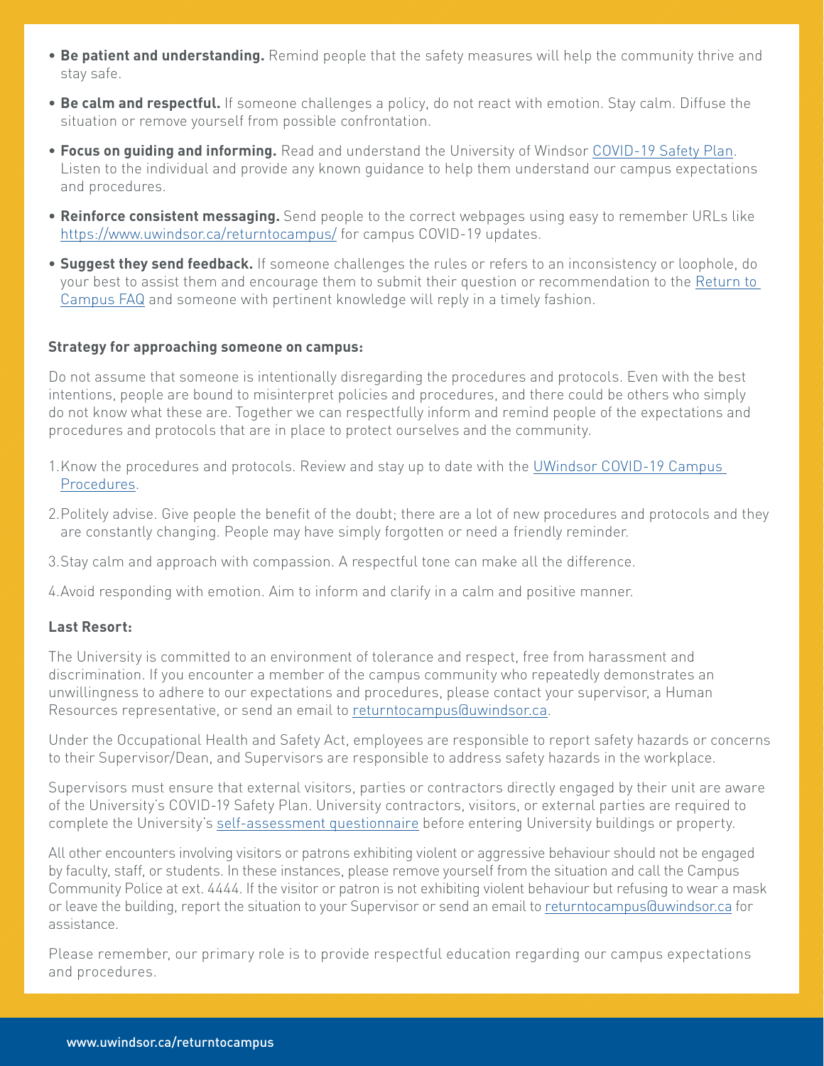- **Be patient and understanding.** Remind people that the safety measures will help the community thrive and stay safe.
- **Be calm and respectful.** If someone challenges a policy, do not react with emotion. Stay calm. Diffuse the situation or remove yourself from possible confrontation.
- **Focus on guiding and informing.** Read and understand the University of Windsor COVID-19 Safety Plan. Listen to the individual and provide any known guidance to help them understand our campus expectations and procedures.
- **Reinforce consistent messaging.** Send people to the correct webpages using easy to remember URLs like https://www.uwindsor.ca/returntocampus/ for campus COVID-19 updates.
- **Suggest they send feedback.** If someone challenges the rules or refers to an inconsistency or loophole, do your best to assist them and encourage them to submit their question or recommendation to the Return to Campus FAQ and someone with pertinent knowledge will reply in a timely fashion.

**Strategy for approaching someone on campus:**

Do not assume that someone is intentionally disregarding the procedures and protocols. Even with the best intentions, people are bound to misinterpret policies and procedures, and there could be others who simply do not know what these are. Together we can respectfully inform and remind people of the expectations and procedures and protocols that are in place to protect ourselves and the community.

1. Know the procedures and protocols. Review and stay up to date with the UWindsor COVID-19 Campus Procedures.
2. Politely advise. Give people the benefit of the doubt; there are a lot of new procedures and protocols and they are constantly changing. People may have simply forgotten or need a friendly reminder.
3. Stay calm and approach with compassion. A respectful tone can make all the difference.
4. Avoid responding with emotion. Aim to inform and clarify in a calm and positive manner.

**Last Resort:**

The University is committed to an environment of tolerance and respect, free from harassment and discrimination. If you encounter a member of the campus community who repeatedly demonstrates an unwillingness to adhere to our expectations and procedures, please contact your supervisor, a Human Resources representative, or send an email to returntocampus@uwindsor.ca.

Under the Occupational Health and Safety Act, employees are responsible to report safety hazards or concerns to their Supervisor/Dean, and Supervisors are responsible to address safety hazards in the workplace.

Supervisors must ensure that external visitors, parties or contractors directly engaged by their unit are aware of the University's COVID-19 Safety Plan. University contractors, visitors, or external parties are required to complete the University's self-assessment questionnaire before entering University buildings or property.

All other encounters involving visitors or patrons exhibiting violent or aggressive behaviour should not be engaged by faculty, staff, or students. In these instances, please remove yourself from the situation and call the Campus Community Police at ext. 4444. If the visitor or patron is not exhibiting violent behaviour but refusing to wear a mask or leave the building, report the situation to your Supervisor or send an email to returntocampus@uwindsor.ca for assistance.

Please remember, our primary role is to provide respectful education regarding our campus expectations and procedures.